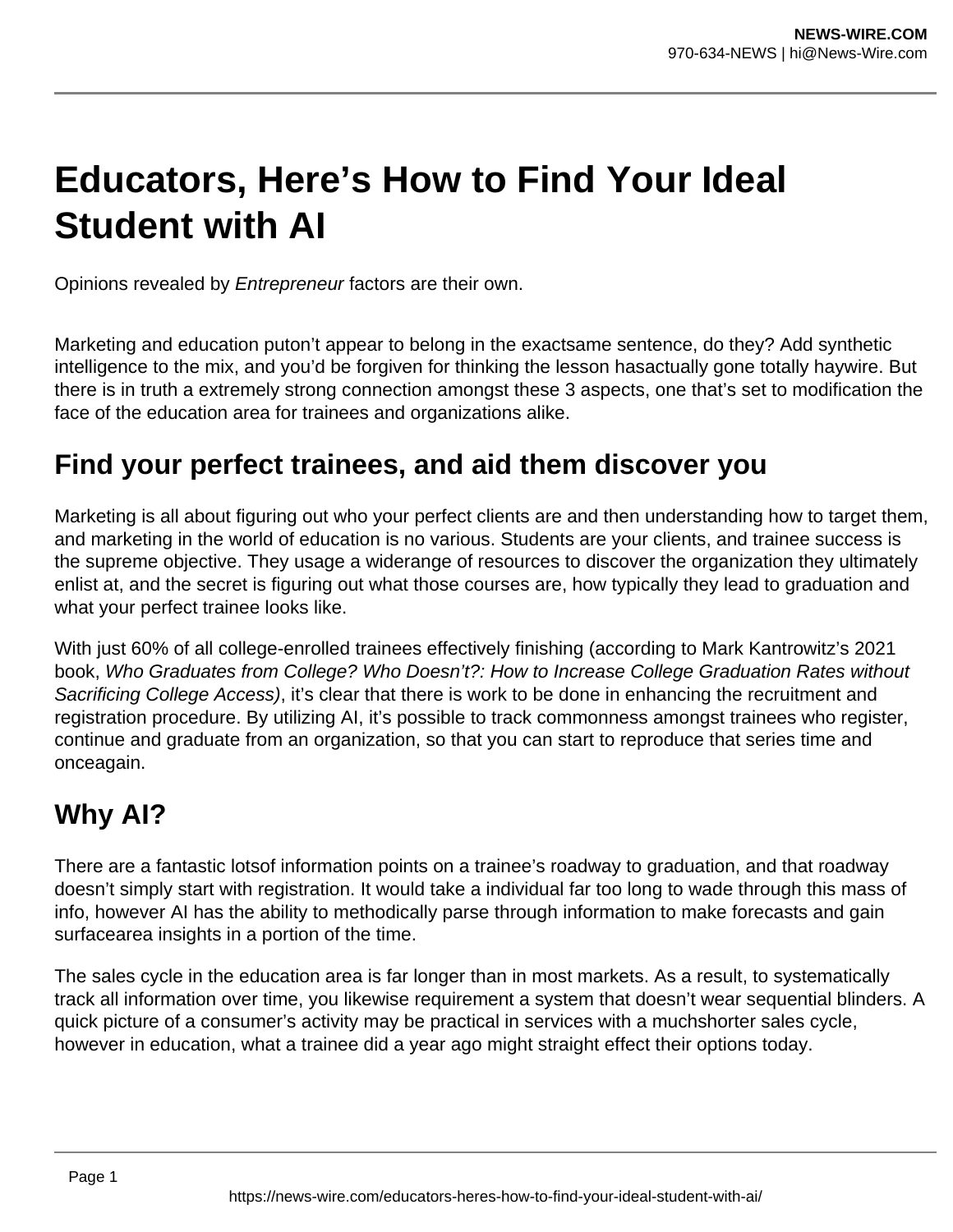# Educators, Here's How to Find Your Ideal Student with AI

Opinions revealed by *Entrepreneur* factors are their own.

Marketing and education puton't appear to belong in the exactsame sentence, do they? Add synthetic intelligence to the mix, and you'd be forgiven for thinking the lesson hasactually gone totally haywire. But there is in truth a extremely strong connection amongst these 3 aspects, one that's set to modification the face of the education area for trainees and organizations alike.

## Find your perfect trainees, and aid them discover you

Marketing is all about figuring out who your perfect clients are and then understanding how to target them, and marketing in the world of education is no various. Students are your clients, and trainee success is the supreme objective. They usage a widerange of resources to discover the organization they ultimately enlist at, and the secret is figuring out what those courses are, how typically they lead to graduation and what your perfect trainee looks like.

With just 60% of all college-enrolled trainees effectively finishing (according to Mark Kantrowitz's 2021 book, *Who Graduates from College? Who Doesn't?: How to Increase College Graduation Rates without Sacrificing College Access)*, it's clear that there is work to be done in enhancing the recruitment and registration procedure. By utilizing AI, it's possible to track commonness amongst trainees who register, continue and graduate from an organization, so that you can start to reproduce that series time and onceagain.

## Why AI?

There are a fantastic lotsof information points on a trainee's roadway to graduation, and that roadway doesn't simply start with registration. It would take a individual far too long to wade through this mass of info, however AI has the ability to methodically parse through information to make forecasts and gain surfacearea insights in a portion of the time.

The sales cycle in the education area is far longer than in most markets. As a result, to systematically track all information over time, you likewise requirement a system that doesn't wear sequential blinders. A quick picture of a consumer's activity may be practical in services with a muchshorter sales cycle, however in education, what a trainee did a year ago might straight effect their options today.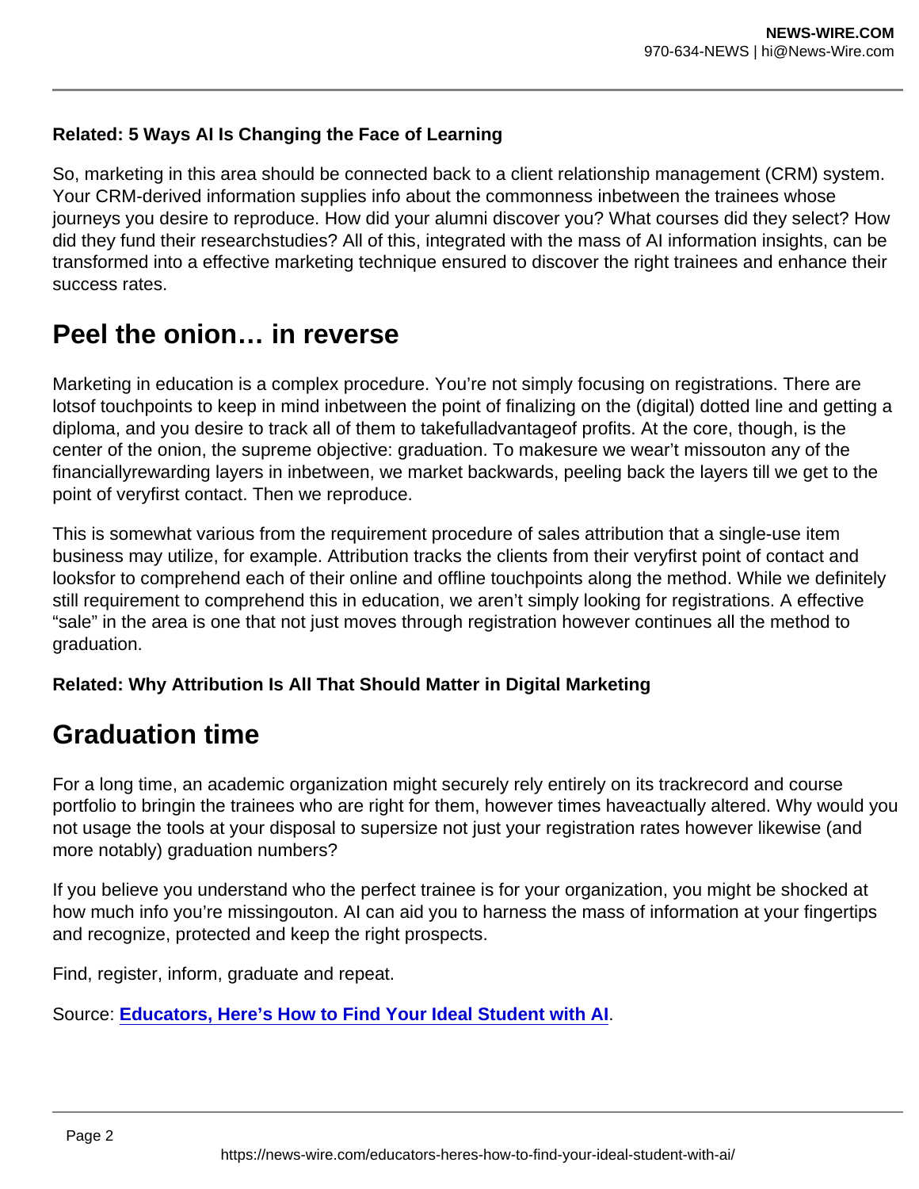**Related: 5 Ways AI Is Changing the Face of Learning**

So, marketing in this area should be connected back to a client relationship management (CRM) system. Your CRM-derived information supplies info about the commonness inbetween the trainees whose journeys you desire to reproduce. How did your alumni discover you? What courses did they select? How did they fund their researchstudies? All of this, integrated with the mass of AI information insights, can be transformed into a effective marketing technique ensured to discover the right trainees and enhance their success rates.

## Peel the onion… in reverse

Marketing in education is a complex procedure. You're not simply focusing on registrations. There are lotsof touchpoints to keep in mind inbetween the point of finalizing on the (digital) dotted line and getting a diploma, and you desire to track all of them to takefulladvantageof profits. At the core, though, is the center of the onion, the supreme objective: graduation. To makesure we wear't missouton any of the financiallyrewarding layers in inbetween, we market backwards, peeling back the layers till we get to the point of veryfirst contact. Then we reproduce.

This is somewhat various from the requirement procedure of sales attribution that a single-use item business may utilize, for example. Attribution tracks the clients from their veryfirst point of contact and looksfor to comprehend each of their online and offline touchpoints along the method. While we definitely still requirement to comprehend this in education, we aren't simply looking for registrations. A effective "sale" in the area is one that not just moves through registration however continues all the method to graduation.

**Related: Why Attribution Is All That Should Matter in Digital Marketing**

## Graduation time

For a long time, an academic organization might securely rely entirely on its trackrecord and course portfolio to bringin the trainees who are right for them, however times haveactually altered. Why would you not usage the tools at your disposal to supersize not just your registration rates however likewise (and more notably) graduation numbers?

If you believe you understand who the perfect trainee is for your organization, you might be shocked at how much info you're missingouton. AI can aid you to harness the mass of information at your fingertips and recognize, protected and keep the right prospects.

Find, register, inform, graduate and repeat.

Source: [Educators, Here's How to Find Your Ideal Student with AI](https://news-wire.com/educators-heres-how-to-find-your-ideal-student-with-ai/).